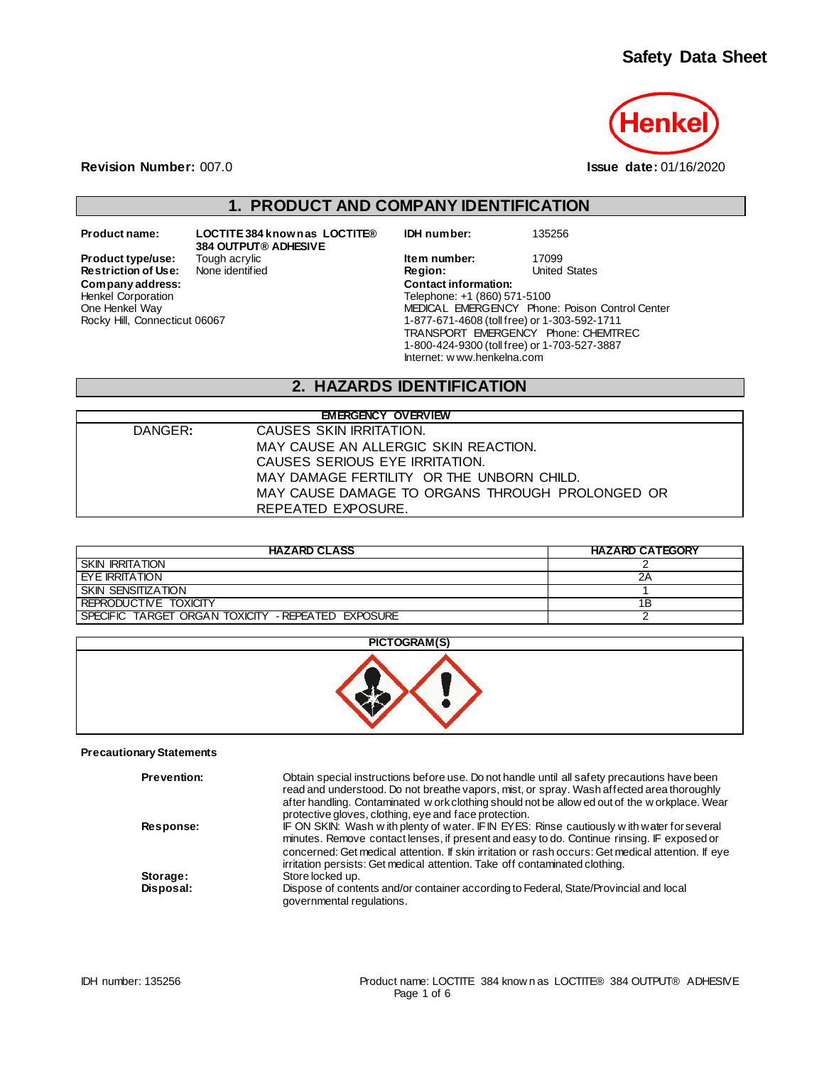# Safety Data Sheet

**Revision Number:** 007.0

**Issue date:** 01/16/2020

## 1. PRODUCT AND COMPANY IDENTIFICATION

**Product name:** LOCTITE 384 known as LOCTITE® 384 OUTPUT® ADHESIVE

**Product type/use:** Tough acrylic

**Restriction of Use:** None identified

**Company address:**
Henkel Corporation
One Henkel Way
Rocky Hill, Connecticut 06067

**IDH number:** 135256

**Item number:** 17099

**Region:** United States

**Contact information:**
Telephone: +1 (860) 571-5100
MEDICAL EMERGENCY Phone: Poison Control Center
1-877-671-4608 (toll free) or 1-303-592-1711
TRANSPORT EMERGENCY Phone: CHEMTREC
1-800-424-9300 (toll free) or 1-703-527-3887
Internet: www.henkelna.com

## 2. HAZARDS IDENTIFICATION

| EMERGENCY OVERVIEW | |
|---|---|
| DANGER: | CAUSES SKIN IRRITATION. |
| | MAY CAUSE AN ALLERGIC SKIN REACTION. |
| | CAUSES SERIOUS EYE IRRITATION. |
| | MAY DAMAGE FERTILITY OR THE UNBORN CHILD. |
| | MAY CAUSE DAMAGE TO ORGANS THROUGH PROLONGED OR REPEATED EXPOSURE. |

| HAZARD CLASS | HAZARD CATEGORY |
|---|---|
| SKIN IRRITATION | 2 |
| EYE IRRITATION | 2A |
| SKIN SENSITIZATION | 1 |
| REPRODUCTIVE TOXICITY | 1B |
| SPECIFIC TARGET ORGAN TOXICITY - REPEATED EXPOSURE | 2 |

**PICTOGRAM(S)**

**Precautionary Statements**

**Prevention:** Obtain special instructions before use. Do not handle until all safety precautions have been read and understood. Do not breathe vapors, mist, or spray. Wash affected area thoroughly after handling. Contaminated work clothing should not be allowed out of the workplace. Wear protective gloves, clothing, eye and face protection.

**Response:** IF ON SKIN: Wash with plenty of water. IF IN EYES: Rinse cautiously with water for several minutes. Remove contact lenses, if present and easy to do. Continue rinsing. IF exposed or concerned: Get medical attention. If skin irritation or rash occurs: Get medical attention. If eye irritation persists: Get medical attention. Take off contaminated clothing.

**Storage:** Store locked up.

**Disposal:** Dispose of contents and/or container according to Federal, State/Provincial and local governmental regulations.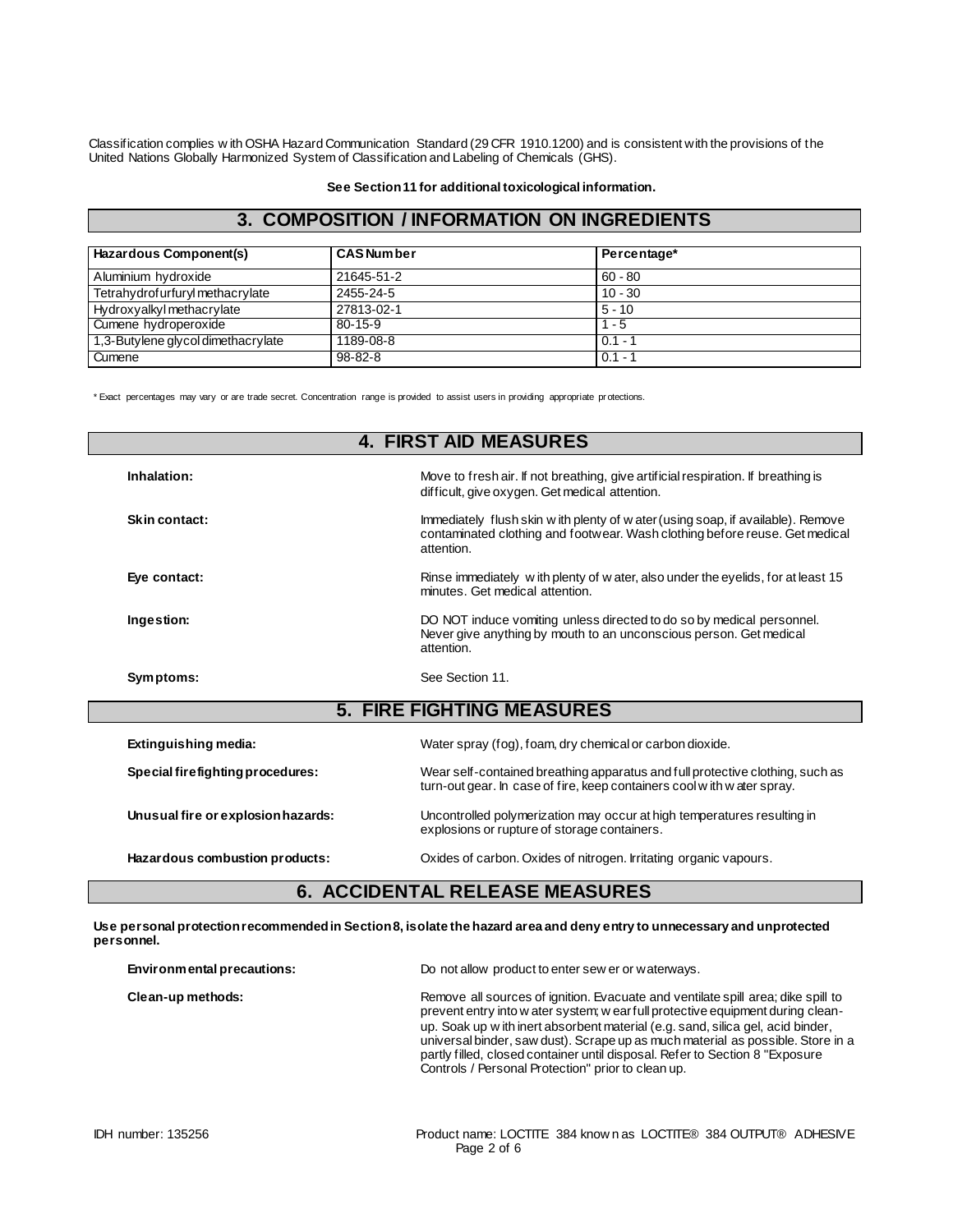Classification complies with OSHA Hazard Communication Standard (29 CFR 1910.1200) and is consistent with the provisions of the United Nations Globally Harmonized System of Classification and Labeling of Chemicals (GHS).

**See Section 11 for additional toxicological information.**

## 3. COMPOSITION / INFORMATION ON INGREDIENTS

| Hazardous Component(s) | CAS Number | Percentage* |
|---|---|---|
| Aluminium hydroxide | 21645-51-2 | 60 - 80 |
| Tetrahydrofurfuryl methacrylate | 2455-24-5 | 10 - 30 |
| Hydroxyalkyl methacrylate | 27813-02-1 | 5 - 10 |
| Cumene hydroperoxide | 80-15-9 | 1 - 5 |
| 1,3-Butylene glycol dimethacrylate | 1189-08-8 | 0.1 - 1 |
| Cumene | 98-82-8 | 0.1 - 1 |

* Exact percentages may vary or are trade secret. Concentration range is provided to assist users in providing appropriate protections.

## 4. FIRST AID MEASURES

**Inhalation:** Move to fresh air. If not breathing, give artificial respiration. If breathing is difficult, give oxygen. Get medical attention.

**Skin contact:** Immediately flush skin with plenty of water (using soap, if available). Remove contaminated clothing and footwear. Wash clothing before reuse. Get medical attention.

**Eye contact:** Rinse immediately with plenty of water, also under the eyelids, for at least 15 minutes. Get medical attention.

**Ingestion:** DO NOT induce vomiting unless directed to do so by medical personnel. Never give anything by mouth to an unconscious person. Get medical attention.

**Symptoms:** See Section 11.

## 5. FIRE FIGHTING MEASURES

**Extinguishing media:** Water spray (fog), foam, dry chemical or carbon dioxide.

**Special firefighting procedures:** Wear self-contained breathing apparatus and full protective clothing, such as turn-out gear. In case of fire, keep containers cool with water spray.

**Unusual fire or explosion hazards:** Uncontrolled polymerization may occur at high temperatures resulting in explosions or rupture of storage containers.

**Hazardous combustion products:** Oxides of carbon. Oxides of nitrogen. Irritating organic vapours.

## 6. ACCIDENTAL RELEASE MEASURES

**Use personal protection recommended in Section 8, isolate the hazard area and deny entry to unnecessary and unprotected personnel.**

**Environmental precautions:** Do not allow product to enter sewer or waterways.

**Clean-up methods:** Remove all sources of ignition. Evacuate and ventilate spill area; dike spill to prevent entry into water system; wear full protective equipment during clean-up. Soak up with inert absorbent material (e.g. sand, silica gel, acid binder, universal binder, saw dust). Scrape up as much material as possible. Store in a partly filled, closed container until disposal. Refer to Section 8 "Exposure Controls / Personal Protection" prior to clean up.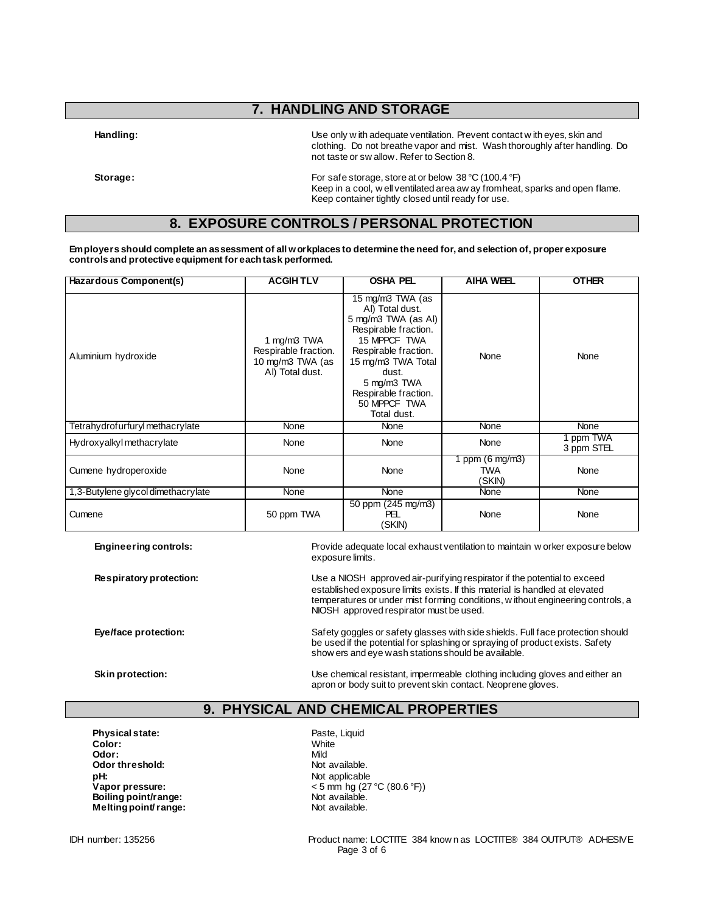## 7. HANDLING AND STORAGE

**Handling:** Use only with adequate ventilation. Prevent contact with eyes, skin and clothing. Do not breathe vapor and mist. Wash thoroughly after handling. Do not taste or swallow. Refer to Section 8.

**Storage:** For safe storage, store at or below 38 °C (100.4 °F)
Keep in a cool, well ventilated area away from heat, sparks and open flame.
Keep container tightly closed until ready for use.

## 8. EXPOSURE CONTROLS / PERSONAL PROTECTION

**Employers should complete an assessment of all workplaces to determine the need for, and selection of, proper exposure controls and protective equipment for each task performed.**

| Hazardous Component(s) | ACGIH TLV | OSHA PEL | AIHA WEEL | OTHER |
|---|---|---|---|---|
| Aluminium hydroxide | 1 mg/m3 TWA Respirable fraction. 10 mg/m3 TWA (as Al) Total dust. | 15 mg/m3 TWA (as Al) Total dust. 5 mg/m3 TWA (as Al) Respirable fraction. 15 MPPCF TWA Respirable fraction. 15 mg/m3 TWA Total dust. 5 mg/m3 TWA Respirable fraction. 50 MPPCF TWA Total dust. | None | None |
| Tetrahydrofurfuryl methacrylate | None | None | None | None |
| Hydroxyalkyl methacrylate | None | None | None | 1 ppm TWA 3 ppm STEL |
| Cumene hydroperoxide | None | None | 1 ppm (6 mg/m3) TWA (SKIN) | None |
| 1,3-Butylene glycol dimethacrylate | None | None | None | None |
| Cumene | 50 ppm TWA | 50 ppm (245 mg/m3) PEL (SKIN) | None | None |

**Engineering controls:** Provide adequate local exhaust ventilation to maintain worker exposure below exposure limits.

**Respiratory protection:** Use a NIOSH approved air-purifying respirator if the potential to exceed established exposure limits exists. If this material is handled at elevated temperatures or under mist forming conditions, without engineering controls, a NIOSH approved respirator must be used.

**Eye/face protection:** Safety goggles or safety glasses with side shields. Full face protection should be used if the potential for splashing or spraying of product exists. Safety showers and eye wash stations should be available.

**Skin protection:** Use chemical resistant, impermeable clothing including gloves and either an apron or body suit to prevent skin contact. Neoprene gloves.

## 9. PHYSICAL AND CHEMICAL PROPERTIES

**Physical state:** Paste, Liquid
**Color:** White
**Odor:** Mild
**Odor threshold:** Not available.
**pH:** Not applicable
**Vapor pressure:** < 5 mm hg (27 °C (80.6 °F))
**Boiling point/range:** Not available.
**Melting point/ range:** Not available.

IDH number: 135256 Product name: LOCTITE 384 known as LOCTITE® 384 OUTPUT® ADHESIVE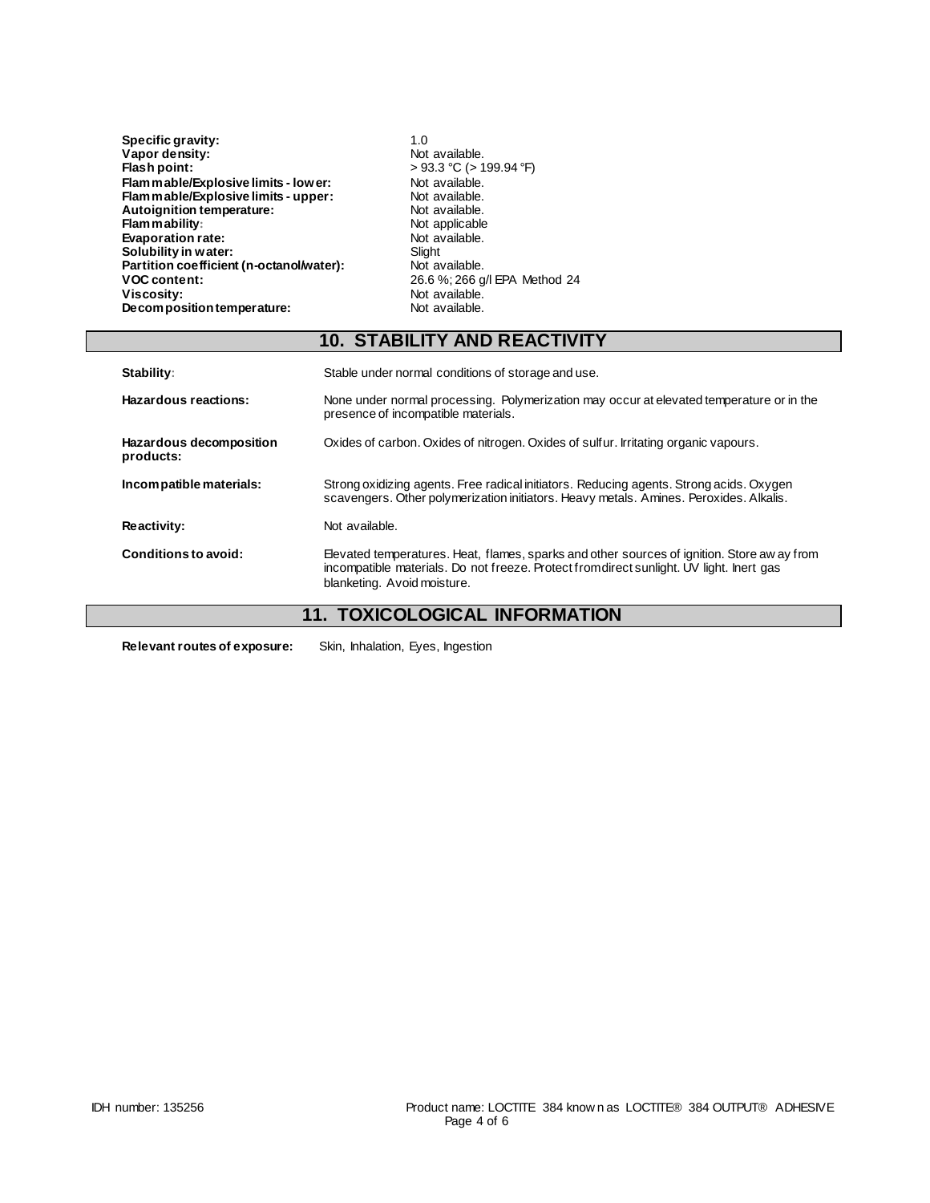| | |
|---|---|
| **Specific gravity:** | 1.0 |
| **Vapor density:** | Not available. |
| **Flash point:** | > 93.3 °C (> 199.94 °F) |
| **Flammable/Explosive limits - lower:** | Not available. |
| **Flammable/Explosive limits - upper:** | Not available. |
| **Autoignition temperature:** | Not available. |
| **Flammability:** | Not applicable |
| **Evaporation rate:** | Not available. |
| **Solubility in water:** | Slight |
| **Partition coefficient (n-octanol/water):** | Not available. |
| **VOC content:** | 26.6 %; 266 g/l EPA Method 24 |
| **Viscosity:** | Not available. |
| **Decomposition temperature:** | Not available. |

## 10. STABILITY AND REACTIVITY

| | |
|---|---|
| **Stability:** | Stable under normal conditions of storage and use. |
| **Hazardous reactions:** | None under normal processing. Polymerization may occur at elevated temperature or in the presence of incompatible materials. |
| **Hazardous decomposition products:** | Oxides of carbon. Oxides of nitrogen. Oxides of sulfur. Irritating organic vapours. |
| **Incompatible materials:** | Strong oxidizing agents. Free radical initiators. Reducing agents. Strong acids. Oxygen scavengers. Other polymerization initiators. Heavy metals. Amines. Peroxides. Alkalis. |
| **Reactivity:** | Not available. |
| **Conditions to avoid:** | Elevated temperatures. Heat, flames, sparks and other sources of ignition. Store away from incompatible materials. Do not freeze. Protect from direct sunlight. UV light. Inert gas blanketing. Avoid moisture. |

## 11. TOXICOLOGICAL INFORMATION

**Relevant routes of exposure:** Skin, Inhalation, Eyes, Ingestion

IDH number: 135256 Product name: LOCTITE 384 known as LOCTITE® 384 OUTPUT® ADHESIVE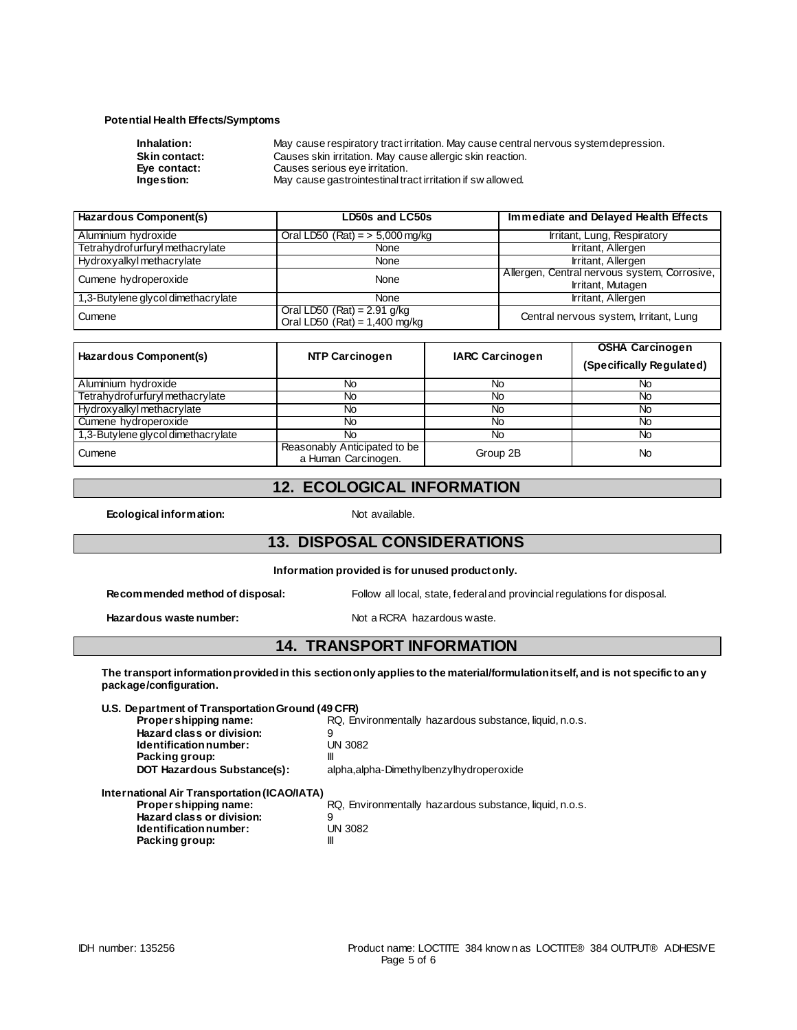**Potential Health Effects/Symptoms**

**Inhalation:** May cause respiratory tract irritation. May cause central nervous system depression.
**Skin contact:** Causes skin irritation. May cause allergic skin reaction.
**Eye contact:** Causes serious eye irritation.
**Ingestion:** May cause gastrointestinal tract irritation if swallowed.

| Hazardous Component(s) | LD50s and LC50s | Immediate and Delayed Health Effects |
|---|---|---|
| Aluminium hydroxide | Oral LD50 (Rat) = > 5,000 mg/kg | Irritant, Lung, Respiratory |
| Tetrahydrofurfuryl methacrylate | None | Irritant, Allergen |
| Hydroxyalkyl methacrylate | None | Irritant, Allergen |
| Cumene hydroperoxide | None | Allergen, Central nervous system, Corrosive, Irritant, Mutagen |
| 1,3-Butylene glycol dimethacrylate | None | Irritant, Allergen |
| Cumene | Oral LD50 (Rat) = 2.91 g/kg<br>Oral LD50 (Rat) = 1,400 mg/kg | Central nervous system, Irritant, Lung |

| Hazardous Component(s) | NTP Carcinogen | IARC Carcinogen | OSHA Carcinogen (Specifically Regulated) |
|---|---|---|---|
| Aluminium hydroxide | No | No | No |
| Tetrahydrofurfuryl methacrylate | No | No | No |
| Hydroxyalkyl methacrylate | No | No | No |
| Cumene hydroperoxide | No | No | No |
| 1,3-Butylene glycol dimethacrylate | No | No | No |
| Cumene | Reasonably Anticipated to be a Human Carcinogen. | Group 2B | No |

## 12. ECOLOGICAL INFORMATION

**Ecological information:** Not available.

## 13. DISPOSAL CONSIDERATIONS

**Information provided is for unused product only.**

**Recommended method of disposal:** Follow all local, state, federal and provincial regulations for disposal.

**Hazardous waste number:** Not a RCRA hazardous waste.

## 14. TRANSPORT INFORMATION

**The transport information provided in this section only applies to the material/formulation itself, and is not specific to any package/configuration.**

**U.S. Department of Transportation Ground (49 CFR)**

**Proper shipping name:** RQ, Environmentally hazardous substance, liquid, n.o.s.
**Hazard class or division:** 9
**Identification number:** UN 3082
**Packing group:** III
**DOT Hazardous Substance(s):** alpha,alpha-Dimethylbenzylhydroperoxide

**International Air Transportation (ICAO/IATA)**

**Proper shipping name:** RQ, Environmentally hazardous substance, liquid, n.o.s.
**Hazard class or division:** 9
**Identification number:** UN 3082
**Packing group:** III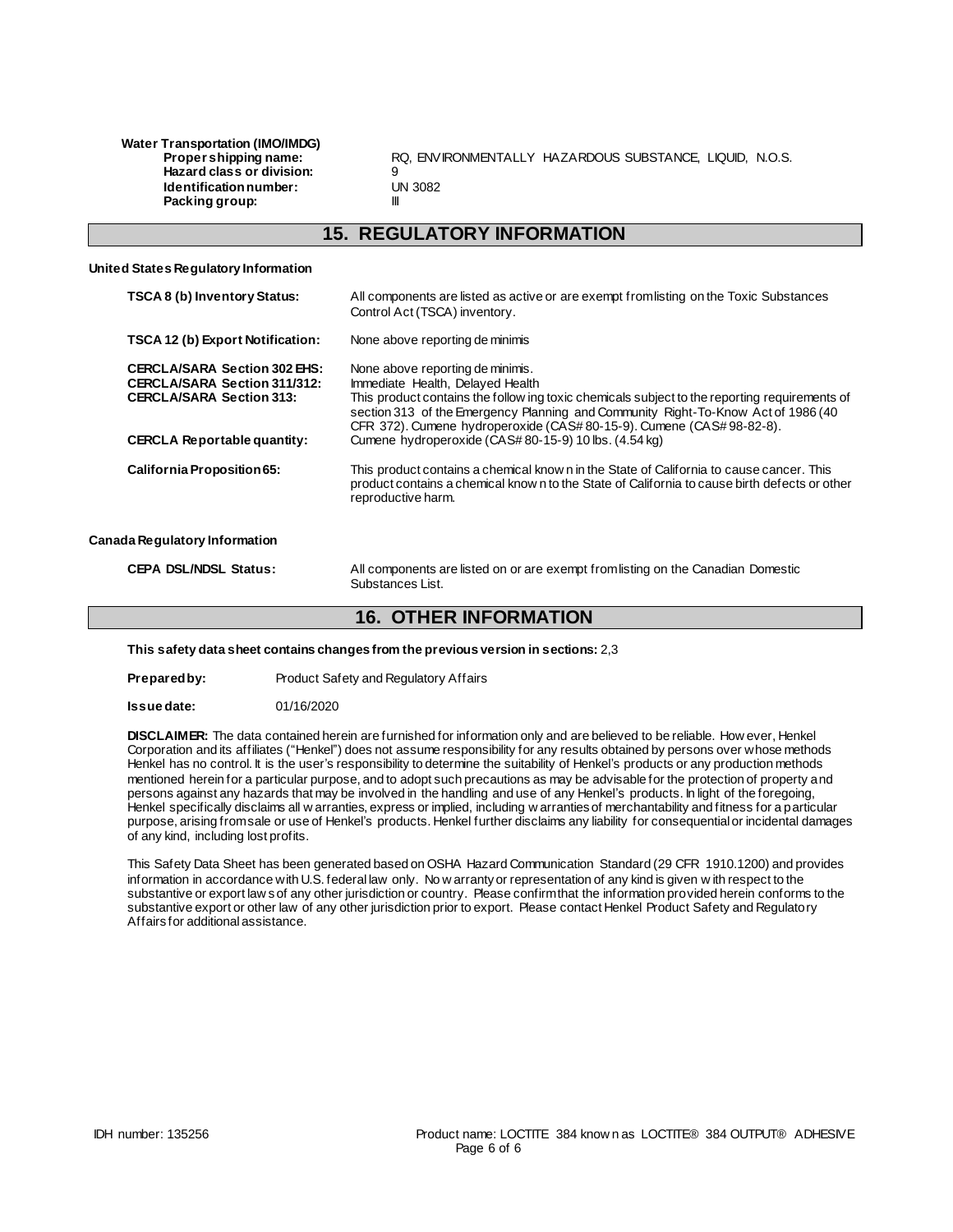**Water Transportation (IMO/IMDG)**

| | |
|---|---|
| **Proper shipping name:** | RQ, ENVIRONMENTALLY HAZARDOUS SUBSTANCE, LIQUID, N.O.S. |
| **Hazard class or division:** | 9 |
| **Identification number:** | UN 3082 |
| **Packing group:** | III |

## 15. REGULATORY INFORMATION

**United States Regulatory Information**

| | |
|---|---|
| **TSCA 8 (b) Inventory Status:** | All components are listed as active or are exempt from listing on the Toxic Substances Control Act (TSCA) inventory. |
| **TSCA 12 (b) Export Notification:** | None above reporting de minimis |
| **CERCLA/SARA Section 302 EHS:** | None above reporting de minimis. |
| **CERCLA/SARA Section 311/312:** | Immediate Health, Delayed Health |
| **CERCLA/SARA Section 313:** | This product contains the following toxic chemicals subject to the reporting requirements of section 313 of the Emergency Planning and Community Right-To-Know Act of 1986 (40 CFR 372). Cumene hydroperoxide (CAS# 80-15-9). Cumene (CAS# 98-82-8). |
| **CERCLA Reportable quantity:** | Cumene hydroperoxide (CAS# 80-15-9) 10 lbs. (4.54 kg) |
| **California Proposition 65:** | This product contains a chemical known in the State of California to cause cancer. This product contains a chemical known to the State of California to cause birth defects or other reproductive harm. |

**Canada Regulatory Information**

| | |
|---|---|
| **CEPA DSL/NDSL Status:** | All components are listed on or are exempt from listing on the Canadian Domestic Substances List. |

## 16. OTHER INFORMATION

**This safety data sheet contains changes from the previous version in sections:** 2,3

**Prepared by:** Product Safety and Regulatory Affairs

**Issue date:** 01/16/2020

**DISCLAIMER:** The data contained herein are furnished for information only and are believed to be reliable. However, Henkel Corporation and its affiliates ("Henkel") does not assume responsibility for any results obtained by persons over whose methods Henkel has no control. It is the user's responsibility to determine the suitability of Henkel's products or any production methods mentioned herein for a particular purpose, and to adopt such precautions as may be advisable for the protection of property and persons against any hazards that may be involved in the handling and use of any Henkel's products. In light of the foregoing, Henkel specifically disclaims all warranties, express or implied, including warranties of merchantability and fitness for a particular purpose, arising from sale or use of Henkel's products. Henkel further disclaims any liability for consequential or incidental damages of any kind, including lost profits.

This Safety Data Sheet has been generated based on OSHA Hazard Communication Standard (29 CFR 1910.1200) and provides information in accordance with U.S. federal law only. No warranty or representation of any kind is given with respect to the substantive or export laws of any other jurisdiction or country. Please confirm that the information provided herein conforms to the substantive export or other law of any other jurisdiction prior to export. Please contact Henkel Product Safety and Regulatory Affairs for additional assistance.

IDH number: 135256

Product name: LOCTITE 384 known as LOCTITE® 384 OUTPUT® ADHESIVE